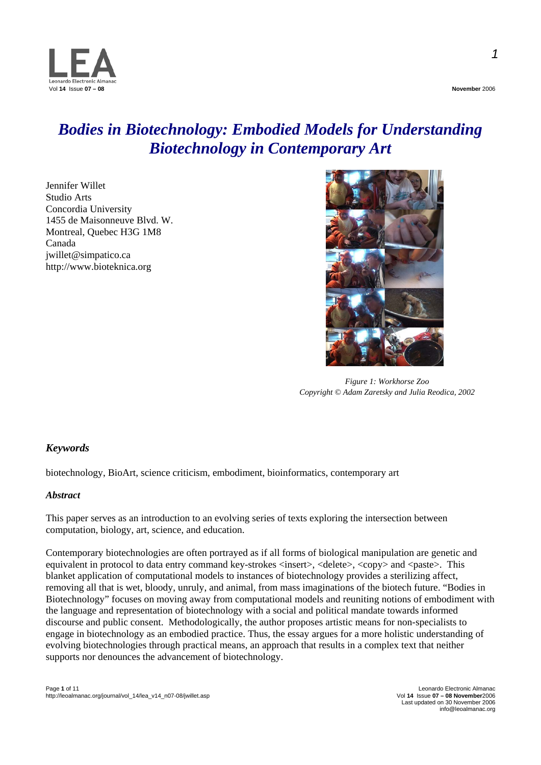# *Bodies in Biotechnology: Embodied Models for Understanding Biotechnology in Contemporary Art*

Jennifer Willet
Studio Arts
Concordia University
1455 de Maisonneuve Blvd. W.
Montreal, Quebec H3G 1M8
Canada
jwillet@simpatico.ca
http://www.bioteknica.org

*Figure 1: Workhorse Zoo*
*Copyright © Adam Zaretsky and Julia Reodica, 2002*

## *Keywords*

biotechnology, BioArt, science criticism, embodiment, bioinformatics, contemporary art

### *Abstract*

This paper serves as an introduction to an evolving series of texts exploring the intersection between computation, biology, art, science, and education.

Contemporary biotechnologies are often portrayed as if all forms of biological manipulation are genetic and equivalent in protocol to data entry command key-strokes <insert>, <delete>, <copy> and <paste>. This blanket application of computational models to instances of biotechnology provides a sterilizing affect, removing all that is wet, bloody, unruly, and animal, from mass imaginations of the biotech future. "Bodies in Biotechnology" focuses on moving away from computational models and reuniting notions of embodiment with the language and representation of biotechnology with a social and political mandate towards informed discourse and public consent. Methodologically, the author proposes artistic means for non-specialists to engage in biotechnology as an embodied practice. Thus, the essay argues for a more holistic understanding of evolving biotechnologies through practical means, an approach that results in a complex text that neither supports nor denounces the advancement of biotechnology.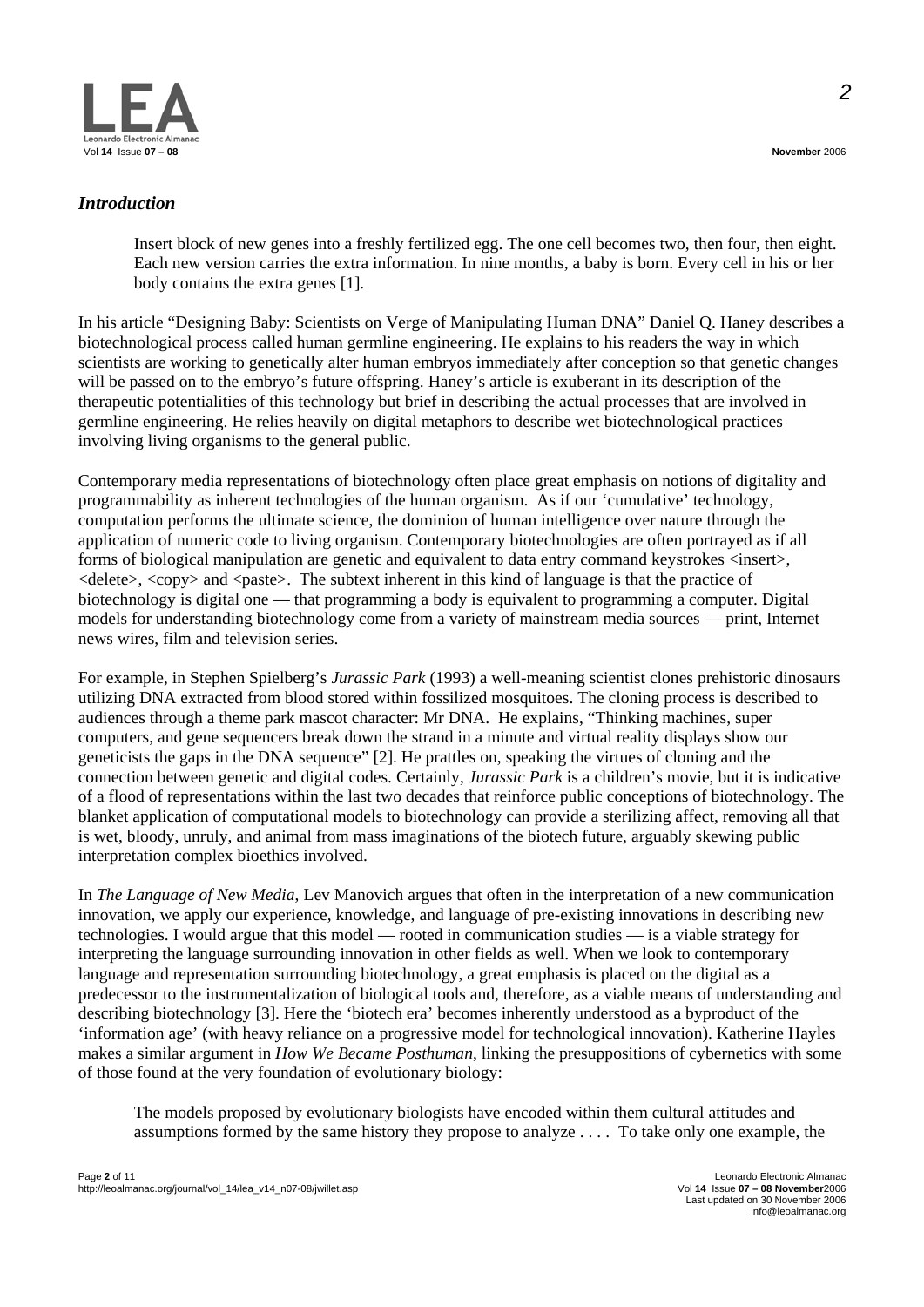## *Introduction*

> Insert block of new genes into a freshly fertilized egg. The one cell becomes two, then four, then eight. Each new version carries the extra information. In nine months, a baby is born. Every cell in his or her body contains the extra genes [1].

In his article "Designing Baby: Scientists on Verge of Manipulating Human DNA" Daniel Q. Haney describes a biotechnological process called human germline engineering. He explains to his readers the way in which scientists are working to genetically alter human embryos immediately after conception so that genetic changes will be passed on to the embryo's future offspring. Haney's article is exuberant in its description of the therapeutic potentialities of this technology but brief in describing the actual processes that are involved in germline engineering. He relies heavily on digital metaphors to describe wet biotechnological practices involving living organisms to the general public.

Contemporary media representations of biotechnology often place great emphasis on notions of digitality and programmability as inherent technologies of the human organism. As if our 'cumulative' technology, computation performs the ultimate science, the dominion of human intelligence over nature through the application of numeric code to living organism. Contemporary biotechnologies are often portrayed as if all forms of biological manipulation are genetic and equivalent to data entry command keystrokes <insert>, <delete>, <copy> and <paste>. The subtext inherent in this kind of language is that the practice of biotechnology is digital one — that programming a body is equivalent to programming a computer. Digital models for understanding biotechnology come from a variety of mainstream media sources — print, Internet news wires, film and television series.

For example, in Stephen Spielberg's *Jurassic Park* (1993) a well-meaning scientist clones prehistoric dinosaurs utilizing DNA extracted from blood stored within fossilized mosquitoes. The cloning process is described to audiences through a theme park mascot character: Mr DNA. He explains, "Thinking machines, super computers, and gene sequencers break down the strand in a minute and virtual reality displays show our geneticists the gaps in the DNA sequence" [2]. He prattles on, speaking the virtues of cloning and the connection between genetic and digital codes. Certainly, *Jurassic Park* is a children's movie, but it is indicative of a flood of representations within the last two decades that reinforce public conceptions of biotechnology. The blanket application of computational models to biotechnology can provide a sterilizing affect, removing all that is wet, bloody, unruly, and animal from mass imaginations of the biotech future, arguably skewing public interpretation complex bioethics involved.

In *The Language of New Media*, Lev Manovich argues that often in the interpretation of a new communication innovation, we apply our experience, knowledge, and language of pre-existing innovations in describing new technologies. I would argue that this model — rooted in communication studies — is a viable strategy for interpreting the language surrounding innovation in other fields as well. When we look to contemporary language and representation surrounding biotechnology, a great emphasis is placed on the digital as a predecessor to the instrumentalization of biological tools and, therefore, as a viable means of understanding and describing biotechnology [3]. Here the 'biotech era' becomes inherently understood as a byproduct of the 'information age' (with heavy reliance on a progressive model for technological innovation). Katherine Hayles makes a similar argument in *How We Became Posthuman*, linking the presuppositions of cybernetics with some of those found at the very foundation of evolutionary biology:

> The models proposed by evolutionary biologists have encoded within them cultural attitudes and assumptions formed by the same history they propose to analyze . . . . To take only one example, the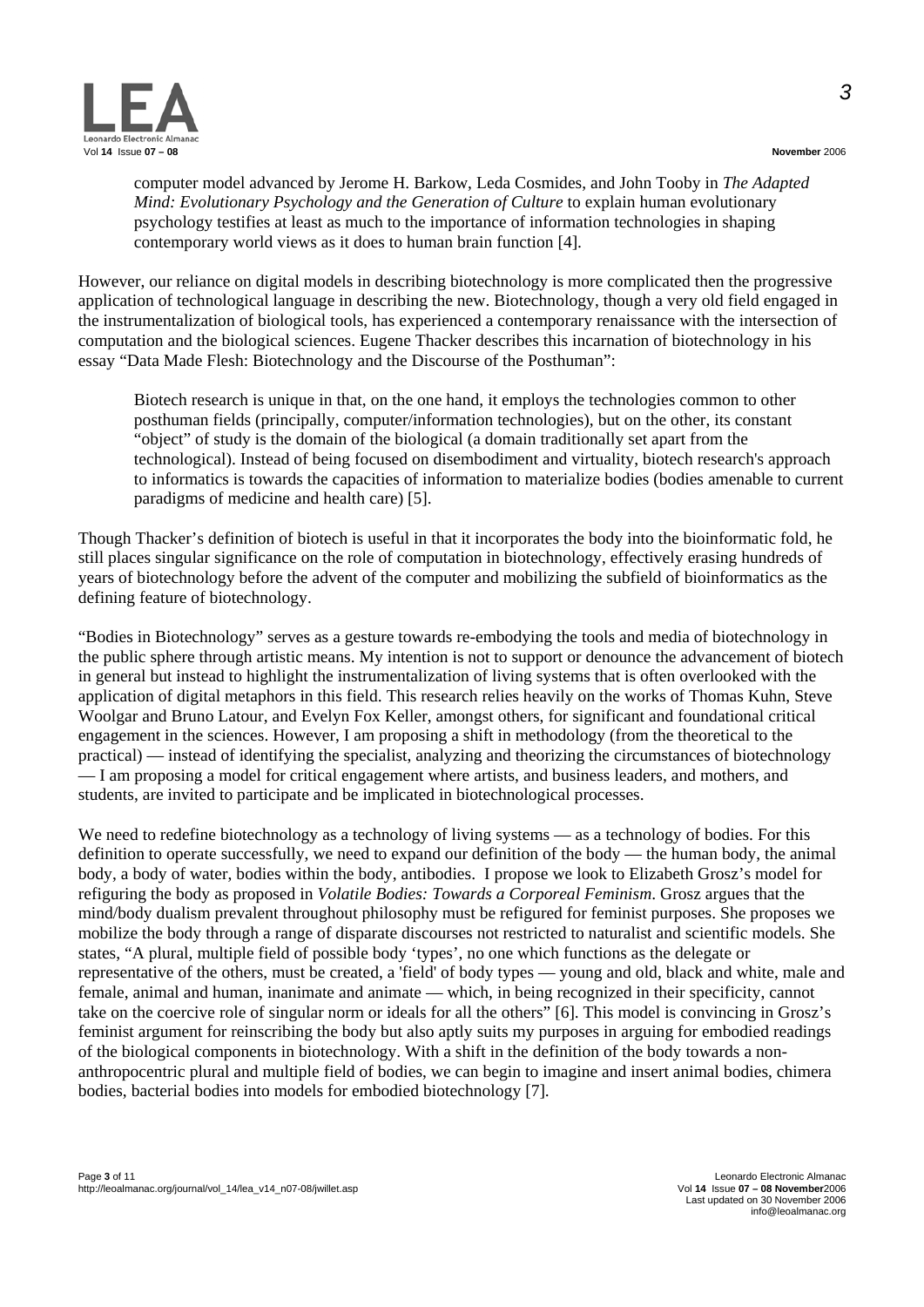computer model advanced by Jerome H. Barkow, Leda Cosmides, and John Tooby in *The Adapted Mind: Evolutionary Psychology and the Generation of Culture* to explain human evolutionary psychology testifies at least as much to the importance of information technologies in shaping contemporary world views as it does to human brain function [4].

However, our reliance on digital models in describing biotechnology is more complicated then the progressive application of technological language in describing the new. Biotechnology, though a very old field engaged in the instrumentalization of biological tools, has experienced a contemporary renaissance with the intersection of computation and the biological sciences. Eugene Thacker describes this incarnation of biotechnology in his essay "Data Made Flesh: Biotechnology and the Discourse of the Posthuman":

> Biotech research is unique in that, on the one hand, it employs the technologies common to other posthuman fields (principally, computer/information technologies), but on the other, its constant "object" of study is the domain of the biological (a domain traditionally set apart from the technological). Instead of being focused on disembodiment and virtuality, biotech research's approach to informatics is towards the capacities of information to materialize bodies (bodies amenable to current paradigms of medicine and health care) [5].

Though Thacker's definition of biotech is useful in that it incorporates the body into the bioinformatic fold, he still places singular significance on the role of computation in biotechnology, effectively erasing hundreds of years of biotechnology before the advent of the computer and mobilizing the subfield of bioinformatics as the defining feature of biotechnology.

"Bodies in Biotechnology" serves as a gesture towards re-embodying the tools and media of biotechnology in the public sphere through artistic means. My intention is not to support or denounce the advancement of biotech in general but instead to highlight the instrumentalization of living systems that is often overlooked with the application of digital metaphors in this field. This research relies heavily on the works of Thomas Kuhn, Steve Woolgar and Bruno Latour, and Evelyn Fox Keller, amongst others, for significant and foundational critical engagement in the sciences. However, I am proposing a shift in methodology (from the theoretical to the practical) — instead of identifying the specialist, analyzing and theorizing the circumstances of biotechnology — I am proposing a model for critical engagement where artists, and business leaders, and mothers, and students, are invited to participate and be implicated in biotechnological processes.

We need to redefine biotechnology as a technology of living systems — as a technology of bodies. For this definition to operate successfully, we need to expand our definition of the body — the human body, the animal body, a body of water, bodies within the body, antibodies. I propose we look to Elizabeth Grosz's model for refiguring the body as proposed in *Volatile Bodies: Towards a Corporeal Feminism*. Grosz argues that the mind/body dualism prevalent throughout philosophy must be refigured for feminist purposes. She proposes we mobilize the body through a range of disparate discourses not restricted to naturalist and scientific models. She states, "A plural, multiple field of possible body 'types', no one which functions as the delegate or representative of the others, must be created, a 'field' of body types — young and old, black and white, male and female, animal and human, inanimate and animate — which, in being recognized in their specificity, cannot take on the coercive role of singular norm or ideals for all the others" [6]. This model is convincing in Grosz's feminist argument for reinscribing the body but also aptly suits my purposes in arguing for embodied readings of the biological components in biotechnology. With a shift in the definition of the body towards a non-anthropocentric plural and multiple field of bodies, we can begin to imagine and insert animal bodies, chimera bodies, bacterial bodies into models for embodied biotechnology [7].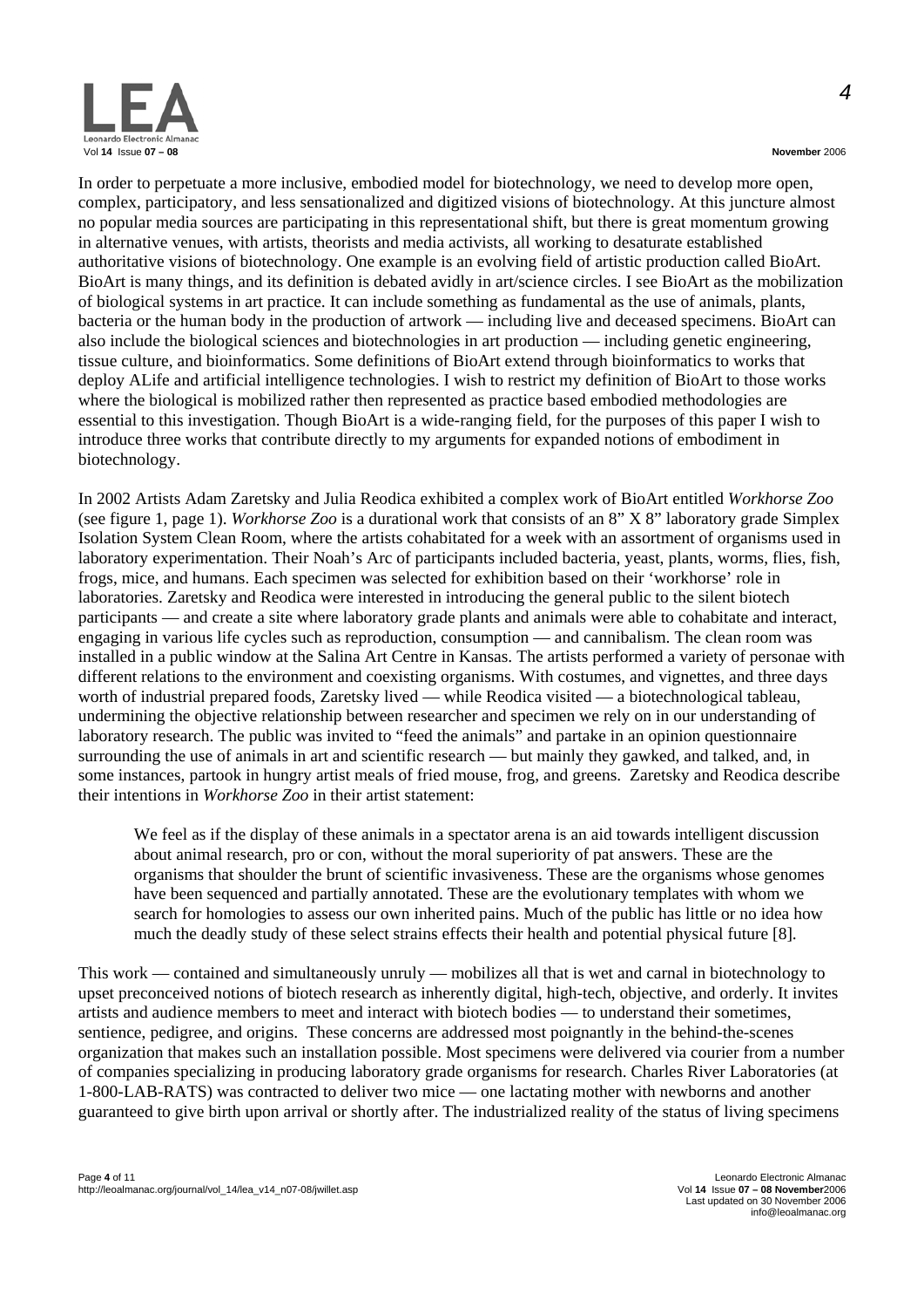In order to perpetuate a more inclusive, embodied model for biotechnology, we need to develop more open, complex, participatory, and less sensationalized and digitized visions of biotechnology. At this juncture almost no popular media sources are participating in this representational shift, but there is great momentum growing in alternative venues, with artists, theorists and media activists, all working to desaturate established authoritative visions of biotechnology. One example is an evolving field of artistic production called BioArt. BioArt is many things, and its definition is debated avidly in art/science circles. I see BioArt as the mobilization of biological systems in art practice. It can include something as fundamental as the use of animals, plants, bacteria or the human body in the production of artwork — including live and deceased specimens. BioArt can also include the biological sciences and biotechnologies in art production — including genetic engineering, tissue culture, and bioinformatics. Some definitions of BioArt extend through bioinformatics to works that deploy ALife and artificial intelligence technologies. I wish to restrict my definition of BioArt to those works where the biological is mobilized rather then represented as practice based embodied methodologies are essential to this investigation. Though BioArt is a wide-ranging field, for the purposes of this paper I wish to introduce three works that contribute directly to my arguments for expanded notions of embodiment in biotechnology.

In 2002 Artists Adam Zaretsky and Julia Reodica exhibited a complex work of BioArt entitled *Workhorse Zoo* (see figure 1, page 1). *Workhorse Zoo* is a durational work that consists of an 8" X 8" laboratory grade Simplex Isolation System Clean Room, where the artists cohabitated for a week with an assortment of organisms used in laboratory experimentation. Their Noah's Arc of participants included bacteria, yeast, plants, worms, flies, fish, frogs, mice, and humans. Each specimen was selected for exhibition based on their 'workhorse' role in laboratories. Zaretsky and Reodica were interested in introducing the general public to the silent biotech participants — and create a site where laboratory grade plants and animals were able to cohabitate and interact, engaging in various life cycles such as reproduction, consumption — and cannibalism. The clean room was installed in a public window at the Salina Art Centre in Kansas. The artists performed a variety of personae with different relations to the environment and coexisting organisms. With costumes, and vignettes, and three days worth of industrial prepared foods, Zaretsky lived — while Reodica visited — a biotechnological tableau, undermining the objective relationship between researcher and specimen we rely on in our understanding of laboratory research. The public was invited to "feed the animals" and partake in an opinion questionnaire surrounding the use of animals in art and scientific research — but mainly they gawked, and talked, and, in some instances, partook in hungry artist meals of fried mouse, frog, and greens. Zaretsky and Reodica describe their intentions in *Workhorse Zoo* in their artist statement:

> We feel as if the display of these animals in a spectator arena is an aid towards intelligent discussion about animal research, pro or con, without the moral superiority of pat answers. These are the organisms that shoulder the brunt of scientific invasiveness. These are the organisms whose genomes have been sequenced and partially annotated. These are the evolutionary templates with whom we search for homologies to assess our own inherited pains. Much of the public has little or no idea how much the deadly study of these select strains effects their health and potential physical future [8].

This work — contained and simultaneously unruly — mobilizes all that is wet and carnal in biotechnology to upset preconceived notions of biotech research as inherently digital, high-tech, objective, and orderly. It invites artists and audience members to meet and interact with biotech bodies — to understand their sometimes, sentience, pedigree, and origins. These concerns are addressed most poignantly in the behind-the-scenes organization that makes such an installation possible. Most specimens were delivered via courier from a number of companies specializing in producing laboratory grade organisms for research. Charles River Laboratories (at 1-800-LAB-RATS) was contracted to deliver two mice — one lactating mother with newborns and another guaranteed to give birth upon arrival or shortly after. The industrialized reality of the status of living specimens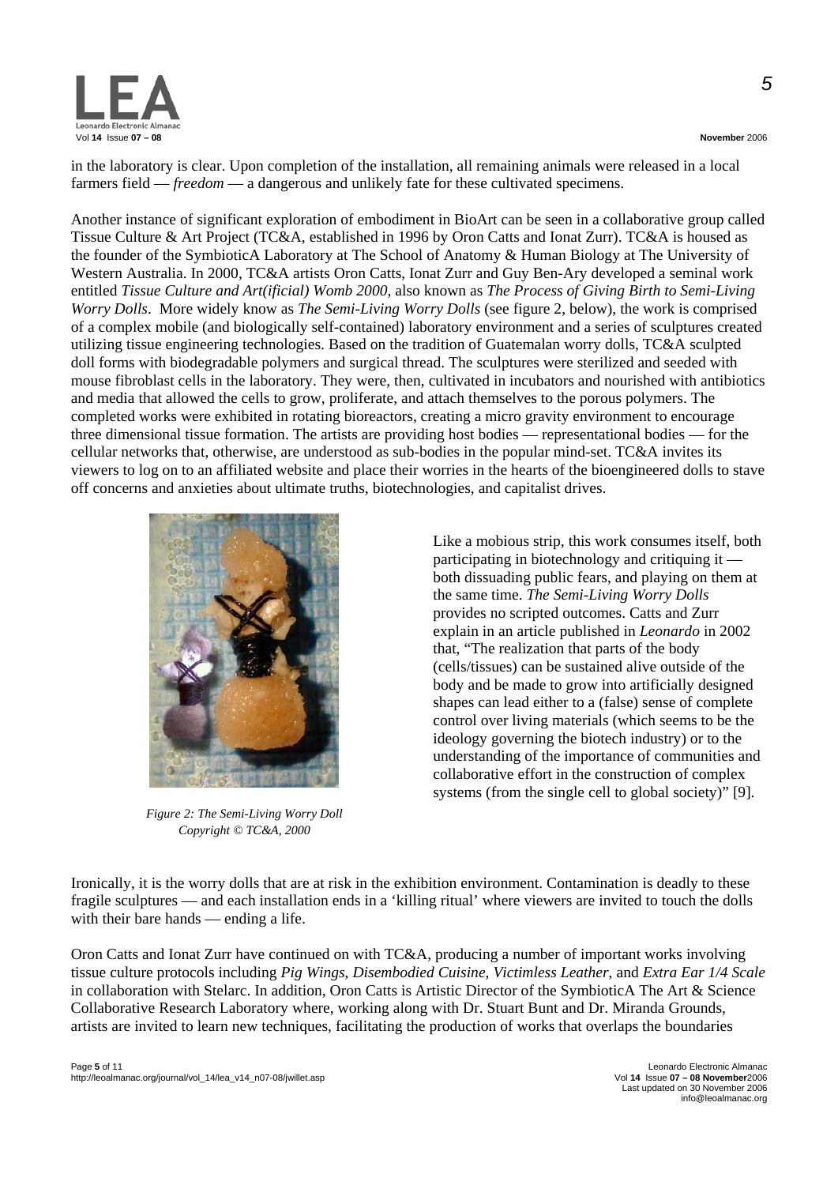in the laboratory is clear. Upon completion of the installation, all remaining animals were released in a local farmers field — *freedom* — a dangerous and unlikely fate for these cultivated specimens.

Another instance of significant exploration of embodiment in BioArt can be seen in a collaborative group called Tissue Culture & Art Project (TC&A, established in 1996 by Oron Catts and Ionat Zurr). TC&A is housed as the founder of the SymbioticA Laboratory at The School of Anatomy & Human Biology at The University of Western Australia. In 2000, TC&A artists Oron Catts, Ionat Zurr and Guy Ben-Ary developed a seminal work entitled *Tissue Culture and Art(ificial) Womb 2000*, also known as *The Process of Giving Birth to Semi-Living Worry Dolls*. More widely know as *The Semi-Living Worry Dolls* (see figure 2, below), the work is comprised of a complex mobile (and biologically self-contained) laboratory environment and a series of sculptures created utilizing tissue engineering technologies. Based on the tradition of Guatemalan worry dolls, TC&A sculpted doll forms with biodegradable polymers and surgical thread. The sculptures were sterilized and seeded with mouse fibroblast cells in the laboratory. They were, then, cultivated in incubators and nourished with antibiotics and media that allowed the cells to grow, proliferate, and attach themselves to the porous polymers. The completed works were exhibited in rotating bioreactors, creating a micro gravity environment to encourage three dimensional tissue formation. The artists are providing host bodies — representational bodies — for the cellular networks that, otherwise, are understood as sub-bodies in the popular mind-set. TC&A invites its viewers to log on to an affiliated website and place their worries in the hearts of the bioengineered dolls to stave off concerns and anxieties about ultimate truths, biotechnologies, and capitalist drives.

*Figure 2: The Semi-Living Worry Doll Copyright © TC&A, 2000*

Like a mobious strip, this work consumes itself, both participating in biotechnology and critiquing it — both dissuading public fears, and playing on them at the same time. *The Semi-Living Worry Dolls* provides no scripted outcomes. Catts and Zurr explain in an article published in *Leonardo* in 2002 that, "The realization that parts of the body (cells/tissues) can be sustained alive outside of the body and be made to grow into artificially designed shapes can lead either to a (false) sense of complete control over living materials (which seems to be the ideology governing the biotech industry) or to the understanding of the importance of communities and collaborative effort in the construction of complex systems (from the single cell to global society)" [9].

Ironically, it is the worry dolls that are at risk in the exhibition environment. Contamination is deadly to these fragile sculptures — and each installation ends in a 'killing ritual' where viewers are invited to touch the dolls with their bare hands — ending a life.

Oron Catts and Ionat Zurr have continued on with TC&A, producing a number of important works involving tissue culture protocols including *Pig Wings*, *Disembodied Cuisine*, *Victimless Leather*, and *Extra Ear 1/4 Scale* in collaboration with Stelarc. In addition, Oron Catts is Artistic Director of the SymbioticA The Art & Science Collaborative Research Laboratory where, working along with Dr. Stuart Bunt and Dr. Miranda Grounds, artists are invited to learn new techniques, facilitating the production of works that overlaps the boundaries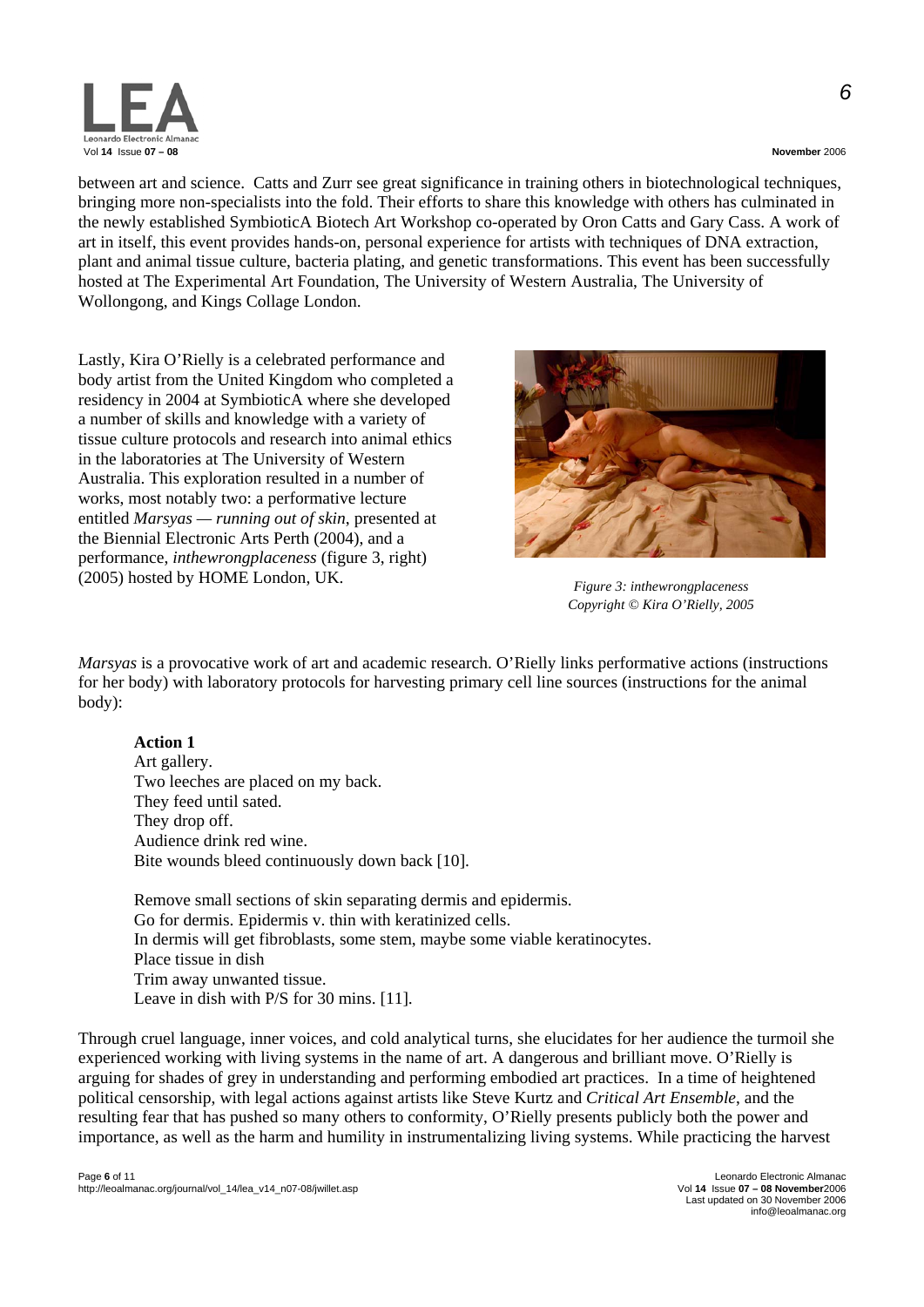between art and science. Catts and Zurr see great significance in training others in biotechnological techniques, bringing more non-specialists into the fold. Their efforts to share this knowledge with others has culminated in the newly established SymbioticA Biotech Art Workshop co-operated by Oron Catts and Gary Cass. A work of art in itself, this event provides hands-on, personal experience for artists with techniques of DNA extraction, plant and animal tissue culture, bacteria plating, and genetic transformations. This event has been successfully hosted at The Experimental Art Foundation, The University of Western Australia, The University of Wollongong, and Kings Collage London.

Lastly, Kira O'Rielly is a celebrated performance and body artist from the United Kingdom who completed a residency in 2004 at SymbioticA where she developed a number of skills and knowledge with a variety of tissue culture protocols and research into animal ethics in the laboratories at The University of Western Australia. This exploration resulted in a number of works, most notably two: a performative lecture entitled *Marsyas — running out of skin*, presented at the Biennial Electronic Arts Perth (2004), and a performance, *inthewrongplaceness* (figure 3, right) (2005) hosted by HOME London, UK.

*Figure 3: inthewrongplaceness*
*Copyright © Kira O'Rielly, 2005*

*Marsyas* is a provocative work of art and academic research. O'Rielly links performative actions (instructions for her body) with laboratory protocols for harvesting primary cell line sources (instructions for the animal body):

> **Action 1**
> Art gallery.
> Two leeches are placed on my back.
> They feed until sated.
> They drop off.
> Audience drink red wine.
> Bite wounds bleed continuously down back [10].
>
> Remove small sections of skin separating dermis and epidermis.
> Go for dermis. Epidermis v. thin with keratinized cells.
> In dermis will get fibroblasts, some stem, maybe some viable keratinocytes.
> Place tissue in dish
> Trim away unwanted tissue.
> Leave in dish with P/S for 30 mins. [11].

Through cruel language, inner voices, and cold analytical turns, she elucidates for her audience the turmoil she experienced working with living systems in the name of art. A dangerous and brilliant move. O'Rielly is arguing for shades of grey in understanding and performing embodied art practices. In a time of heightened political censorship, with legal actions against artists like Steve Kurtz and *Critical Art Ensemble*, and the resulting fear that has pushed so many others to conformity, O'Rielly presents publicly both the power and importance, as well as the harm and humility in instrumentalizing living systems. While practicing the harvest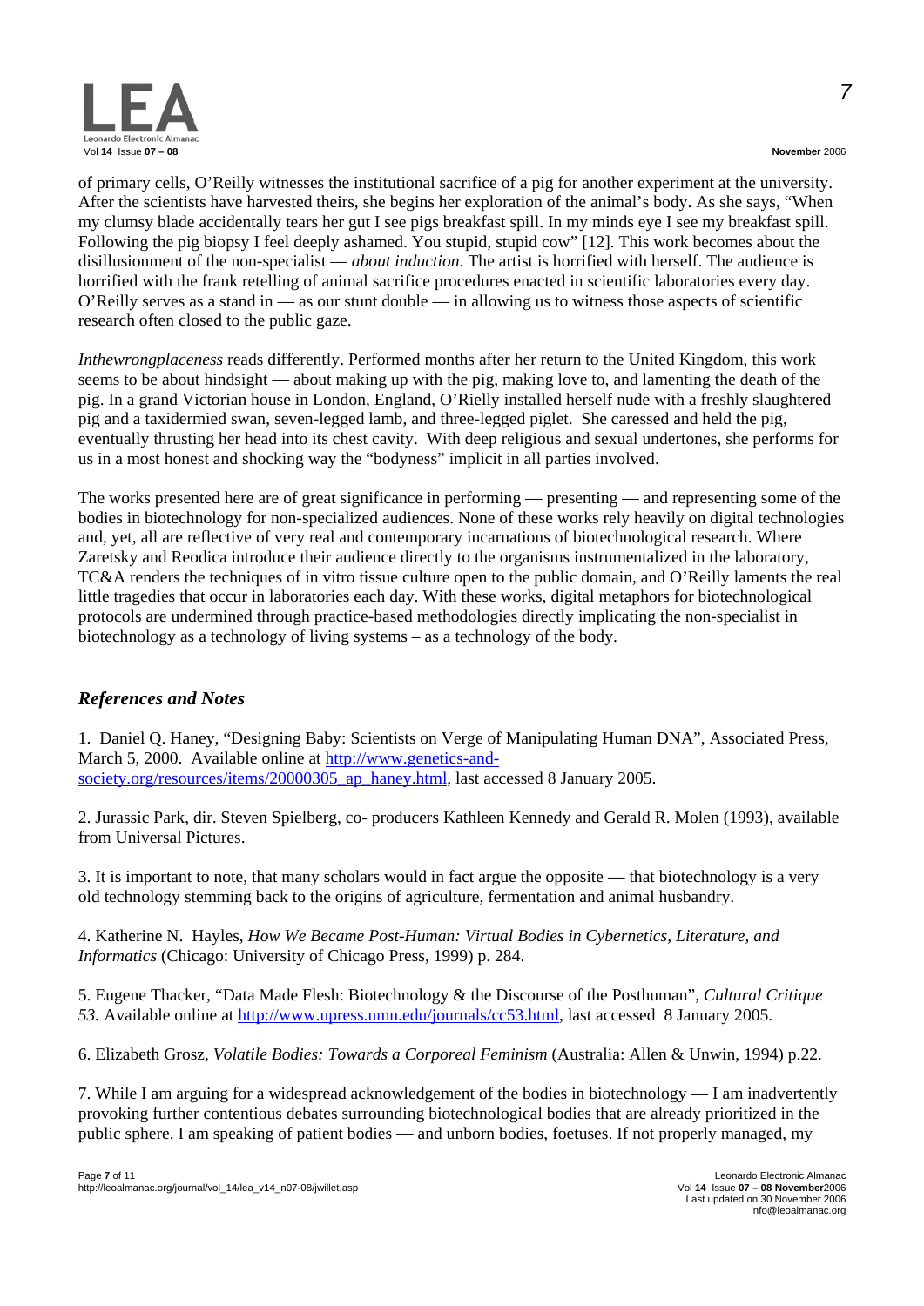of primary cells, O'Reilly witnesses the institutional sacrifice of a pig for another experiment at the university. After the scientists have harvested theirs, she begins her exploration of the animal's body. As she says, "When my clumsy blade accidentally tears her gut I see pigs breakfast spill. In my minds eye I see my breakfast spill. Following the pig biopsy I feel deeply ashamed. You stupid, stupid cow" [12]. This work becomes about the disillusionment of the non-specialist — *about induction*. The artist is horrified with herself. The audience is horrified with the frank retelling of animal sacrifice procedures enacted in scientific laboratories every day. O'Reilly serves as a stand in — as our stunt double — in allowing us to witness those aspects of scientific research often closed to the public gaze.

*Inthewrongplaceness* reads differently. Performed months after her return to the United Kingdom, this work seems to be about hindsight — about making up with the pig, making love to, and lamenting the death of the pig. In a grand Victorian house in London, England, O'Rielly installed herself nude with a freshly slaughtered pig and a taxidermied swan, seven-legged lamb, and three-legged piglet. She caressed and held the pig, eventually thrusting her head into its chest cavity. With deep religious and sexual undertones, she performs for us in a most honest and shocking way the "bodyness" implicit in all parties involved.

The works presented here are of great significance in performing — presenting — and representing some of the bodies in biotechnology for non-specialized audiences. None of these works rely heavily on digital technologies and, yet, all are reflective of very real and contemporary incarnations of biotechnological research. Where Zaretsky and Reodica introduce their audience directly to the organisms instrumentalized in the laboratory, TC&A renders the techniques of in vitro tissue culture open to the public domain, and O'Reilly laments the real little tragedies that occur in laboratories each day. With these works, digital metaphors for biotechnological protocols are undermined through practice-based methodologies directly implicating the non-specialist in biotechnology as a technology of living systems – as a technology of the body.

## *References and Notes*

1. Daniel Q. Haney, "Designing Baby: Scientists on Verge of Manipulating Human DNA", Associated Press, March 5, 2000. Available online at http://www.genetics-and-society.org/resources/items/20000305_ap_haney.html, last accessed 8 January 2005.

2. Jurassic Park, dir. Steven Spielberg, co- producers Kathleen Kennedy and Gerald R. Molen (1993), available from Universal Pictures.

3. It is important to note, that many scholars would in fact argue the opposite — that biotechnology is a very old technology stemming back to the origins of agriculture, fermentation and animal husbandry.

4. Katherine N. Hayles, *How We Became Post-Human: Virtual Bodies in Cybernetics, Literature, and Informatics* (Chicago: University of Chicago Press, 1999) p. 284.

5. Eugene Thacker, "Data Made Flesh: Biotechnology & the Discourse of the Posthuman", *Cultural Critique 53.* Available online at http://www.upress.umn.edu/journals/cc53.html, last accessed 8 January 2005.

6. Elizabeth Grosz, *Volatile Bodies: Towards a Corporeal Feminism* (Australia: Allen & Unwin, 1994) p.22.

7. While I am arguing for a widespread acknowledgement of the bodies in biotechnology — I am inadvertently provoking further contentious debates surrounding biotechnological bodies that are already prioritized in the public sphere. I am speaking of patient bodies — and unborn bodies, foetuses. If not properly managed, my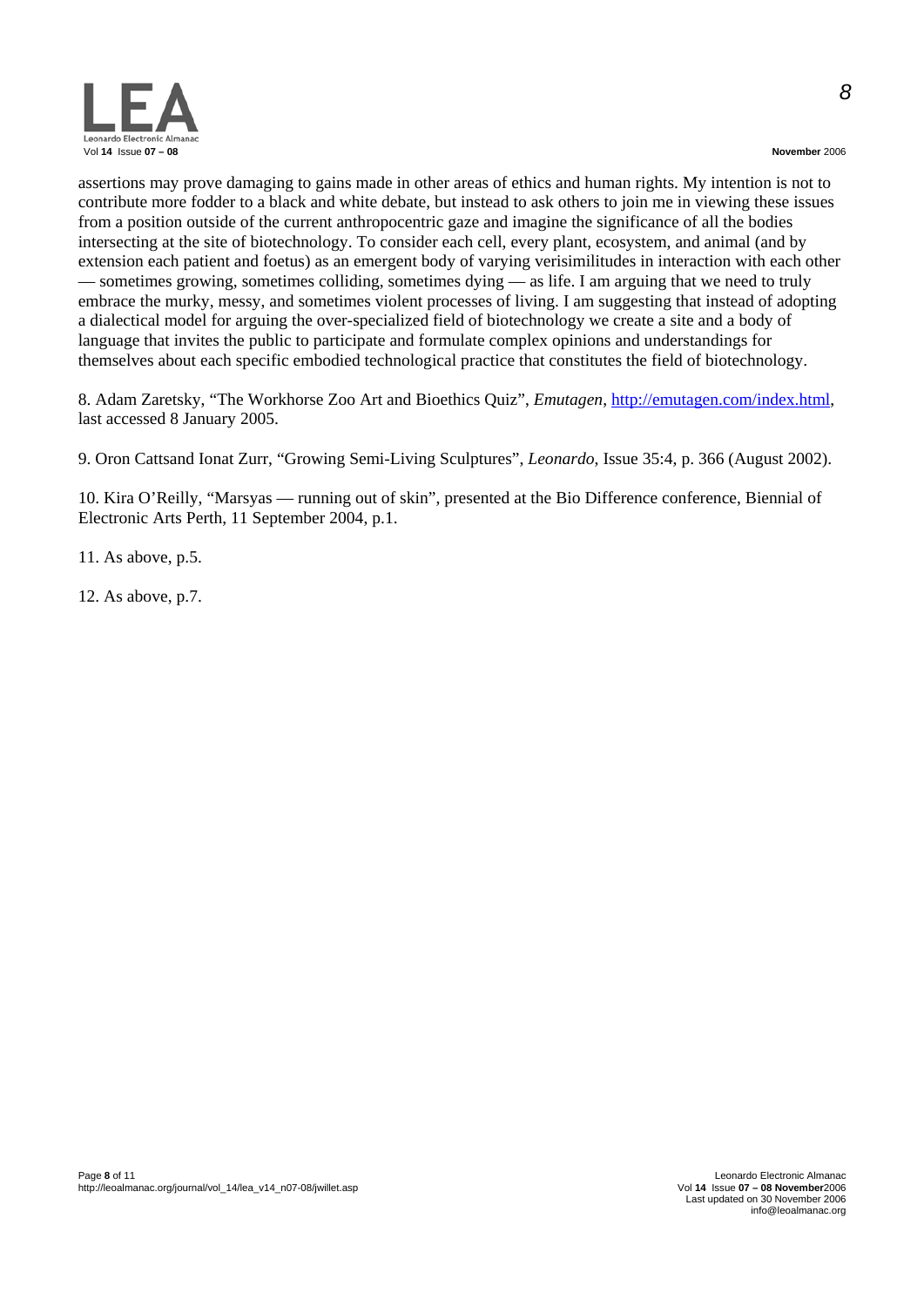assertions may prove damaging to gains made in other areas of ethics and human rights. My intention is not to contribute more fodder to a black and white debate, but instead to ask others to join me in viewing these issues from a position outside of the current anthropocentric gaze and imagine the significance of all the bodies intersecting at the site of biotechnology. To consider each cell, every plant, ecosystem, and animal (and by extension each patient and foetus) as an emergent body of varying verisimilitudes in interaction with each other — sometimes growing, sometimes colliding, sometimes dying — as life. I am arguing that we need to truly embrace the murky, messy, and sometimes violent processes of living. I am suggesting that instead of adopting a dialectical model for arguing the over-specialized field of biotechnology we create a site and a body of language that invites the public to participate and formulate complex opinions and understandings for themselves about each specific embodied technological practice that constitutes the field of biotechnology.

8. Adam Zaretsky, “The Workhorse Zoo Art and Bioethics Quiz”, *Emutagen*, http://emutagen.com/index.html, last accessed 8 January 2005.

9. Oron Cattsand Ionat Zurr, “Growing Semi-Living Sculptures”, *Leonardo*, Issue 35:4, p. 366 (August 2002).

10. Kira O’Reilly, “Marsyas — running out of skin”, presented at the Bio Difference conference, Biennial of Electronic Arts Perth, 11 September 2004, p.1.

11. As above, p.5.

12. As above, p.7.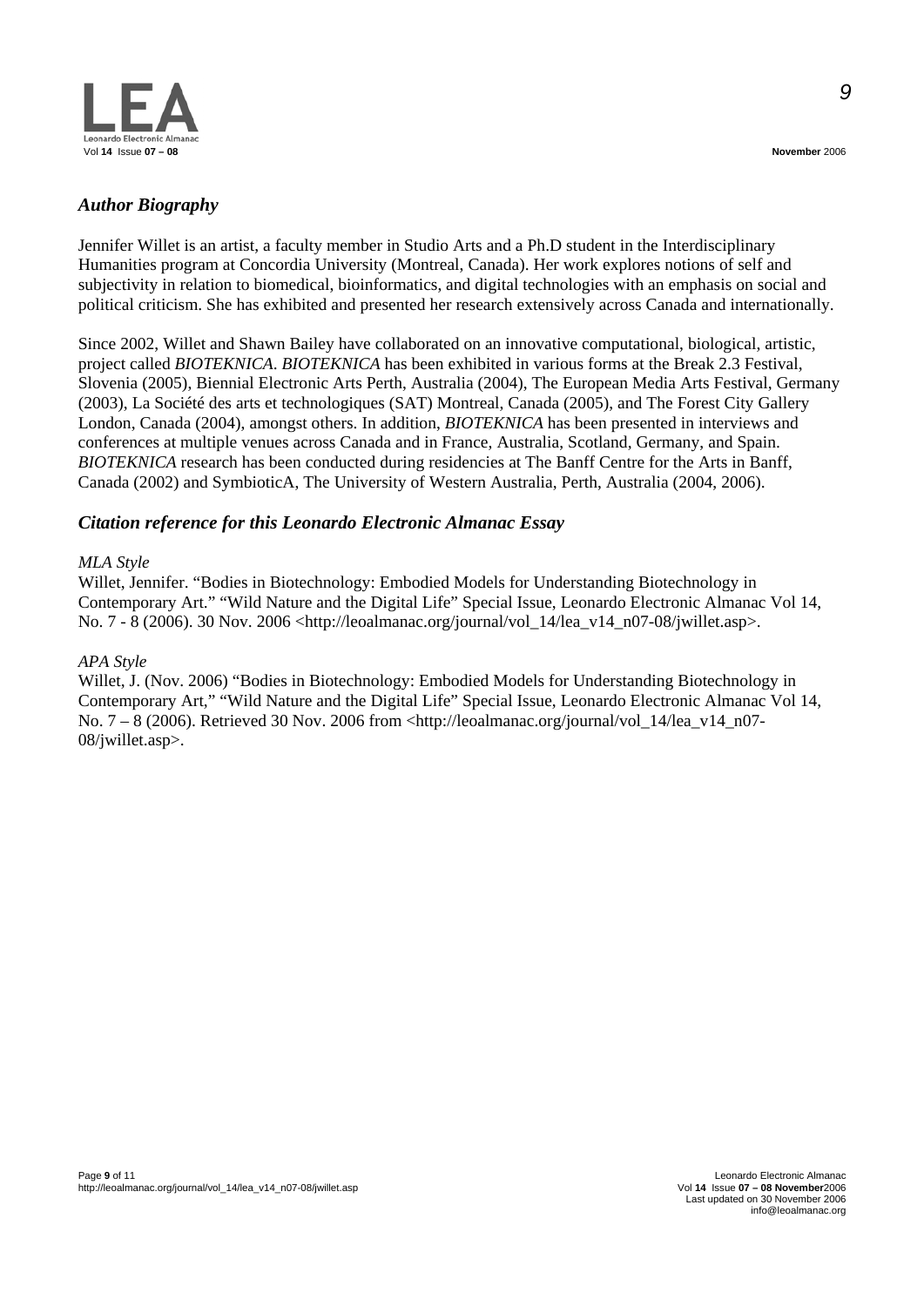## *Author Biography*

Jennifer Willet is an artist, a faculty member in Studio Arts and a Ph.D student in the Interdisciplinary Humanities program at Concordia University (Montreal, Canada). Her work explores notions of self and subjectivity in relation to biomedical, bioinformatics, and digital technologies with an emphasis on social and political criticism. She has exhibited and presented her research extensively across Canada and internationally.

Since 2002, Willet and Shawn Bailey have collaborated on an innovative computational, biological, artistic, project called *BIOTEKNICA*. *BIOTEKNICA* has been exhibited in various forms at the Break 2.3 Festival, Slovenia (2005), Biennial Electronic Arts Perth, Australia (2004), The European Media Arts Festival, Germany (2003), La Société des arts et technologiques (SAT) Montreal, Canada (2005), and The Forest City Gallery London, Canada (2004), amongst others. In addition, *BIOTEKNICA* has been presented in interviews and conferences at multiple venues across Canada and in France, Australia, Scotland, Germany, and Spain. *BIOTEKNICA* research has been conducted during residencies at The Banff Centre for the Arts in Banff, Canada (2002) and SymbioticA, The University of Western Australia, Perth, Australia (2004, 2006).

## *Citation reference for this Leonardo Electronic Almanac Essay*

*MLA Style*
Willet, Jennifer. "Bodies in Biotechnology: Embodied Models for Understanding Biotechnology in Contemporary Art." "Wild Nature and the Digital Life" Special Issue, Leonardo Electronic Almanac Vol 14, No. 7 - 8 (2006). 30 Nov. 2006 <http://leoalmanac.org/journal/vol_14/lea_v14_n07-08/jwillet.asp>.

*APA Style*
Willet, J. (Nov. 2006) "Bodies in Biotechnology: Embodied Models for Understanding Biotechnology in Contemporary Art," "Wild Nature and the Digital Life" Special Issue, Leonardo Electronic Almanac Vol 14, No. 7 – 8 (2006). Retrieved 30 Nov. 2006 from <http://leoalmanac.org/journal/vol_14/lea_v14_n07-08/jwillet.asp>.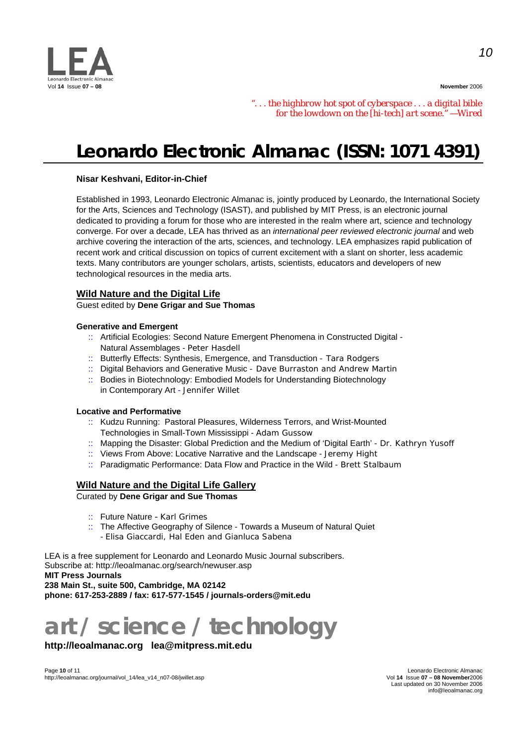*". . . the highbrow hot spot of cyberspace . . . a digital bible for the lowdown on the [hi-tech] art scene." —Wired*

# Leonardo Electronic Almanac (ISSN: 1071 4391)

**Nisar Keshvani, Editor-in-Chief**

Established in 1993, Leonardo Electronic Almanac is, jointly produced by Leonardo, the International Society for the Arts, Sciences and Technology (ISAST), and published by MIT Press, is an electronic journal dedicated to providing a forum for those who are interested in the realm where art, science and technology converge. For over a decade, LEA has thrived as an *international peer reviewed electronic journal* and web archive covering the interaction of the arts, sciences, and technology. LEA emphasizes rapid publication of recent work and critical discussion on topics of current excitement with a slant on shorter, less academic texts. Many contributors are younger scholars, artists, scientists, educators and developers of new technological resources in the media arts.

## Wild Nature and the Digital Life

Guest edited by **Dene Grigar and Sue Thomas**

**Generative and Emergent**

:: Artificial Ecologies: Second Nature Emergent Phenomena in Constructed Digital - Natural Assemblages - Peter Hasdell
:: Butterfly Effects: Synthesis, Emergence, and Transduction - Tara Rodgers
:: Digital Behaviors and Generative Music - Dave Burraston and Andrew Martin
:: Bodies in Biotechnology: Embodied Models for Understanding Biotechnology in Contemporary Art - Jennifer Willet

**Locative and Performative**

:: Kudzu Running: Pastoral Pleasures, Wilderness Terrors, and Wrist-Mounted Technologies in Small-Town Mississippi - Adam Gussow
:: Mapping the Disaster: Global Prediction and the Medium of 'Digital Earth' - Dr. Kathryn Yusoff
:: Views From Above: Locative Narrative and the Landscape - Jeremy Hight
:: Paradigmatic Performance: Data Flow and Practice in the Wild - Brett Stalbaum

## Wild Nature and the Digital Life Gallery

Curated by **Dene Grigar and Sue Thomas**

:: Future Nature - Karl Grimes
:: The Affective Geography of Silence - Towards a Museum of Natural Quiet - Elisa Giaccardi, Hal Eden and Gianluca Sabena

LEA is a free supplement for Leonardo and Leonardo Music Journal subscribers.
Subscribe at: http://leoalmanac.org/search/newuser.asp
**MIT Press Journals**
**238 Main St., suite 500, Cambridge, MA 02142**
**phone: 617-253-2889 / fax: 617-577-1545 / journals-orders@mit.edu**

# art / science / technology

**http://leoalmanac.org lea@mitpress.mit.edu**